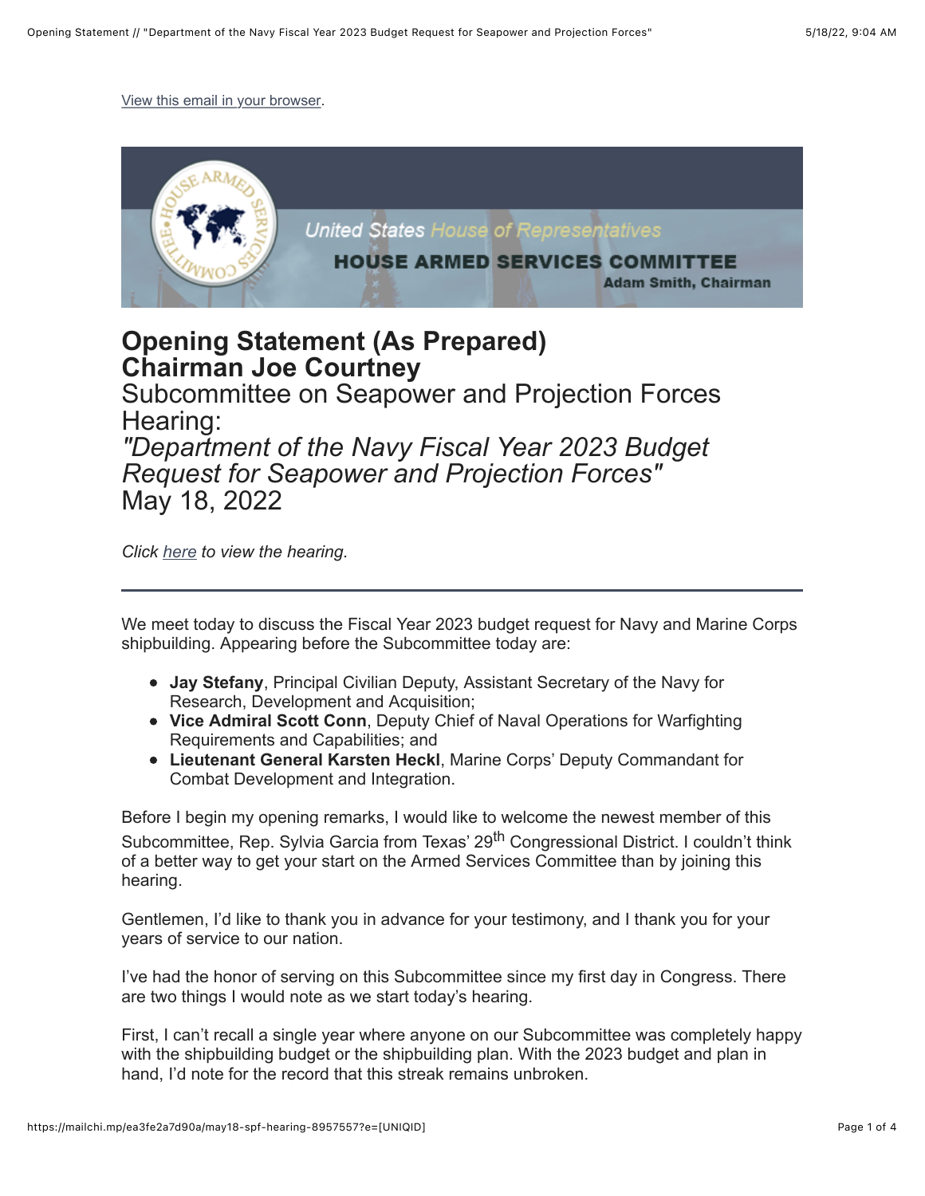View this email in your browser.

United States House of Representatives
HOUSE ARMED SERVICES COMMITTEE
Adam Smith, Chairman

# Opening Statement (As Prepared)
# Chairman Joe Courtney

## Subcommittee on Seapower and Projection Forces Hearing:

## *"Department of the Navy Fiscal Year 2023 Budget Request for Seapower and Projection Forces"*

## May 18, 2022

*Click here to view the hearing.*

---

We meet today to discuss the Fiscal Year 2023 budget request for Navy and Marine Corps shipbuilding. Appearing before the Subcommittee today are:

- **Jay Stefany**, Principal Civilian Deputy, Assistant Secretary of the Navy for Research, Development and Acquisition;
- **Vice Admiral Scott Conn**, Deputy Chief of Naval Operations for Warfighting Requirements and Capabilities; and
- **Lieutenant General Karsten Heckl**, Marine Corps' Deputy Commandant for Combat Development and Integration.

Before I begin my opening remarks, I would like to welcome the newest member of this Subcommittee, Rep. Sylvia Garcia from Texas' 29th Congressional District. I couldn't think of a better way to get your start on the Armed Services Committee than by joining this hearing.

Gentlemen, I'd like to thank you in advance for your testimony, and I thank you for your years of service to our nation.

I've had the honor of serving on this Subcommittee since my first day in Congress. There are two things I would note as we start today's hearing.

First, I can't recall a single year where anyone on our Subcommittee was completely happy with the shipbuilding budget or the shipbuilding plan. With the 2023 budget and plan in hand, I'd note for the record that this streak remains unbroken.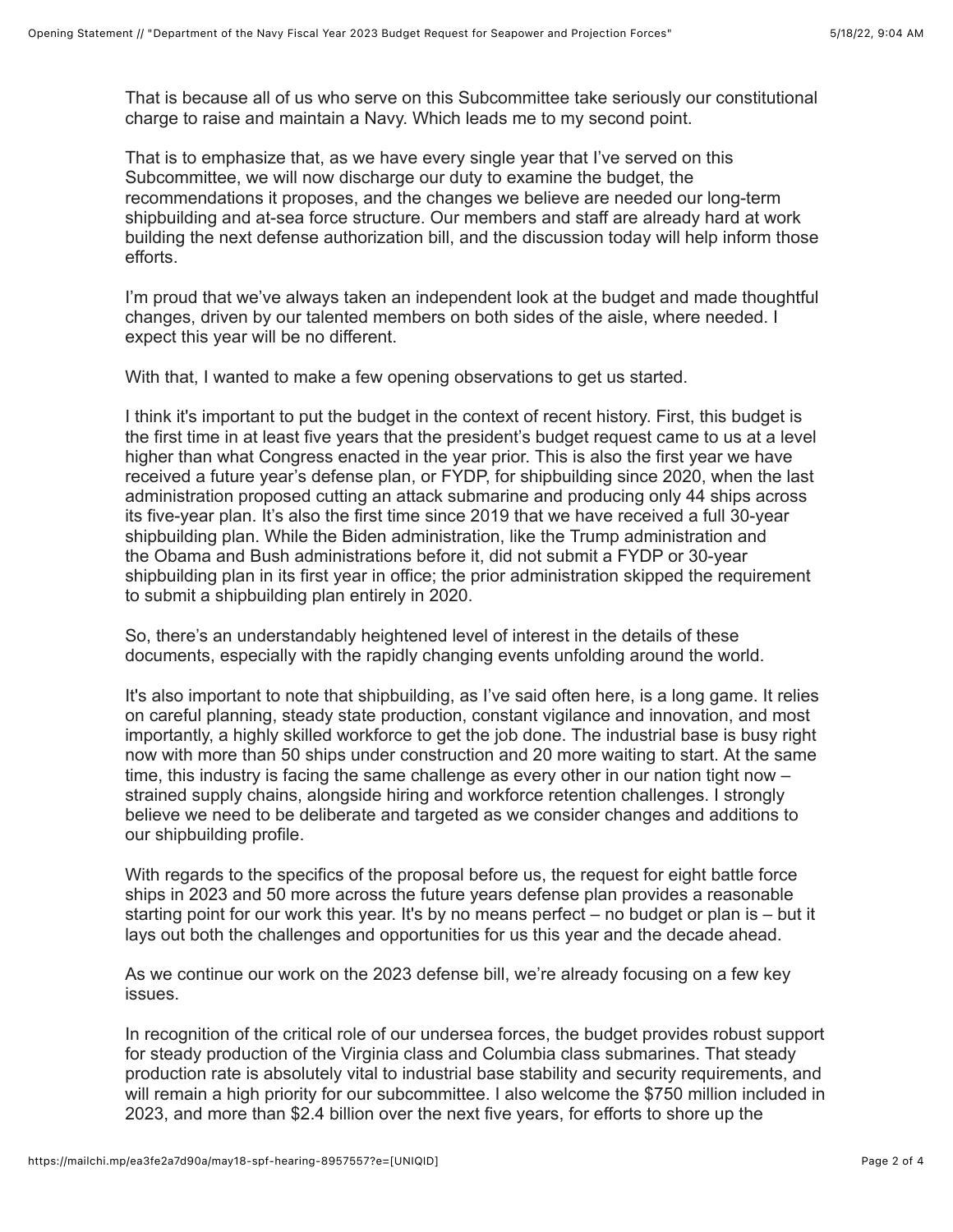That is because all of us who serve on this Subcommittee take seriously our constitutional charge to raise and maintain a Navy. Which leads me to my second point.

That is to emphasize that, as we have every single year that I've served on this Subcommittee, we will now discharge our duty to examine the budget, the recommendations it proposes, and the changes we believe are needed our long-term shipbuilding and at-sea force structure. Our members and staff are already hard at work building the next defense authorization bill, and the discussion today will help inform those efforts.

I'm proud that we've always taken an independent look at the budget and made thoughtful changes, driven by our talented members on both sides of the aisle, where needed. I expect this year will be no different.

With that, I wanted to make a few opening observations to get us started.

I think it's important to put the budget in the context of recent history. First, this budget is the first time in at least five years that the president's budget request came to us at a level higher than what Congress enacted in the year prior. This is also the first year we have received a future year's defense plan, or FYDP, for shipbuilding since 2020, when the last administration proposed cutting an attack submarine and producing only 44 ships across its five-year plan. It's also the first time since 2019 that we have received a full 30-year shipbuilding plan. While the Biden administration, like the Trump administration and the Obama and Bush administrations before it, did not submit a FYDP or 30-year shipbuilding plan in its first year in office; the prior administration skipped the requirement to submit a shipbuilding plan entirely in 2020.

So, there's an understandably heightened level of interest in the details of these documents, especially with the rapidly changing events unfolding around the world.

It's also important to note that shipbuilding, as I've said often here, is a long game. It relies on careful planning, steady state production, constant vigilance and innovation, and most importantly, a highly skilled workforce to get the job done. The industrial base is busy right now with more than 50 ships under construction and 20 more waiting to start. At the same time, this industry is facing the same challenge as every other in our nation tight now – strained supply chains, alongside hiring and workforce retention challenges. I strongly believe we need to be deliberate and targeted as we consider changes and additions to our shipbuilding profile.

With regards to the specifics of the proposal before us, the request for eight battle force ships in 2023 and 50 more across the future years defense plan provides a reasonable starting point for our work this year. It's by no means perfect – no budget or plan is – but it lays out both the challenges and opportunities for us this year and the decade ahead.

As we continue our work on the 2023 defense bill, we're already focusing on a few key issues.

In recognition of the critical role of our undersea forces, the budget provides robust support for steady production of the Virginia class and Columbia class submarines. That steady production rate is absolutely vital to industrial base stability and security requirements, and will remain a high priority for our subcommittee. I also welcome the $750 million included in 2023, and more than $2.4 billion over the next five years, for efforts to shore up the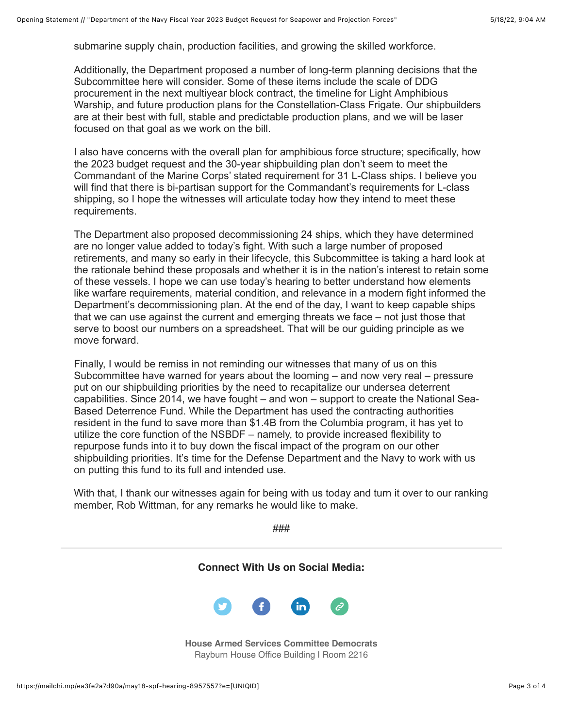submarine supply chain, production facilities, and growing the skilled workforce.

Additionally, the Department proposed a number of long-term planning decisions that the Subcommittee here will consider. Some of these items include the scale of DDG procurement in the next multiyear block contract, the timeline for Light Amphibious Warship, and future production plans for the Constellation-Class Frigate. Our shipbuilders are at their best with full, stable and predictable production plans, and we will be laser focused on that goal as we work on the bill.

I also have concerns with the overall plan for amphibious force structure; specifically, how the 2023 budget request and the 30-year shipbuilding plan don't seem to meet the Commandant of the Marine Corps' stated requirement for 31 L-Class ships. I believe you will find that there is bi-partisan support for the Commandant's requirements for L-class shipping, so I hope the witnesses will articulate today how they intend to meet these requirements.

The Department also proposed decommissioning 24 ships, which they have determined are no longer value added to today's fight. With such a large number of proposed retirements, and many so early in their lifecycle, this Subcommittee is taking a hard look at the rationale behind these proposals and whether it is in the nation's interest to retain some of these vessels. I hope we can use today's hearing to better understand how elements like warfare requirements, material condition, and relevance in a modern fight informed the Department's decommissioning plan. At the end of the day, I want to keep capable ships that we can use against the current and emerging threats we face – not just those that serve to boost our numbers on a spreadsheet. That will be our guiding principle as we move forward.

Finally, I would be remiss in not reminding our witnesses that many of us on this Subcommittee have warned for years about the looming – and now very real – pressure put on our shipbuilding priorities by the need to recapitalize our undersea deterrent capabilities. Since 2014, we have fought – and won – support to create the National Sea-Based Deterrence Fund. While the Department has used the contracting authorities resident in the fund to save more than $1.4B from the Columbia program, it has yet to utilize the core function of the NSBDF – namely, to provide increased flexibility to repurpose funds into it to buy down the fiscal impact of the program on our other shipbuilding priorities. It's time for the Defense Department and the Navy to work with us on putting this fund to its full and intended use.

With that, I thank our witnesses again for being with us today and turn it over to our ranking member, Rob Wittman, for any remarks he would like to make.

###

**Connect With Us on Social Media:**

**House Armed Services Committee Democrats**
Rayburn House Office Building | Room 2216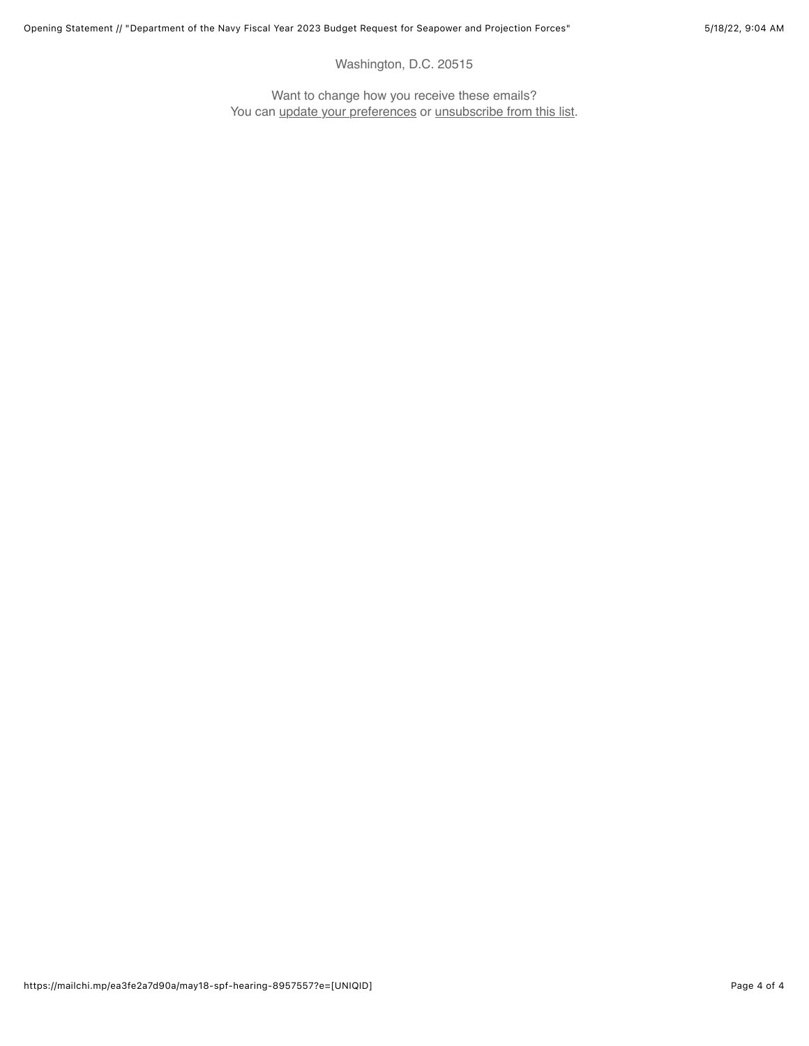Washington, D.C. 20515

Want to change how you receive these emails?
You can update your preferences or unsubscribe from this list.